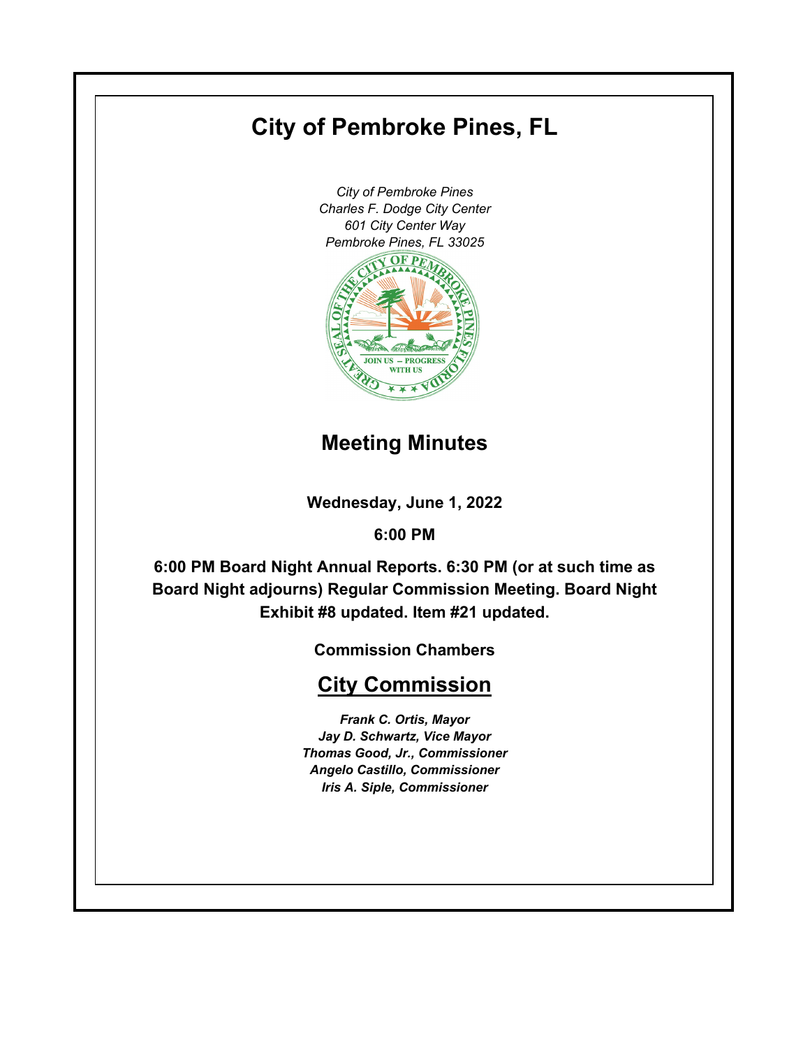# City of Pembroke Pines, FL

*City of Pembroke Pines*
*Charles F. Dodge City Center*
*601 City Center Way*
*Pembroke Pines, FL 33025*

## Meeting Minutes

**Wednesday, June 1, 2022**

**6:00 PM**

**6:00 PM Board Night Annual Reports. 6:30 PM (or at such time as Board Night adjourns) Regular Commission Meeting. Board Night Exhibit #8 updated. Item #21 updated.**

**Commission Chambers**

## City Commission

***Frank C. Ortis, Mayor***
***Jay D. Schwartz, Vice Mayor***
***Thomas Good, Jr., Commissioner***
***Angelo Castillo, Commissioner***
***Iris A. Siple, Commissioner***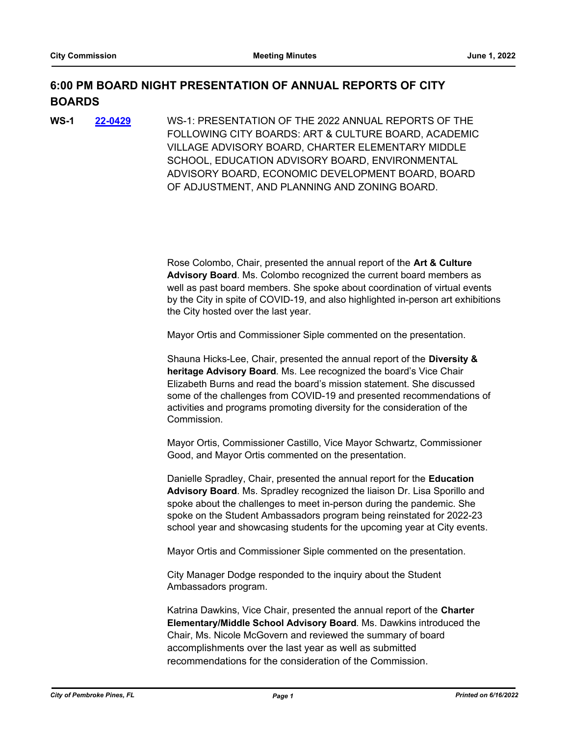## 6:00 PM BOARD NIGHT PRESENTATION OF ANNUAL REPORTS OF CITY BOARDS

**WS-1** **22-0429** WS-1: PRESENTATION OF THE 2022 ANNUAL REPORTS OF THE FOLLOWING CITY BOARDS: ART & CULTURE BOARD, ACADEMIC VILLAGE ADVISORY BOARD, CHARTER ELEMENTARY MIDDLE SCHOOL, EDUCATION ADVISORY BOARD, ENVIRONMENTAL ADVISORY BOARD, ECONOMIC DEVELOPMENT BOARD, BOARD OF ADJUSTMENT, AND PLANNING AND ZONING BOARD.

Rose Colombo, Chair, presented the annual report of the **Art & Culture Advisory Board**. Ms. Colombo recognized the current board members as well as past board members. She spoke about coordination of virtual events by the City in spite of COVID-19, and also highlighted in-person art exhibitions the City hosted over the last year.

Mayor Ortis and Commissioner Siple commented on the presentation.

Shauna Hicks-Lee, Chair, presented the annual report of the **Diversity & heritage Advisory Board**. Ms. Lee recognized the board's Vice Chair Elizabeth Burns and read the board's mission statement. She discussed some of the challenges from COVID-19 and presented recommendations of activities and programs promoting diversity for the consideration of the Commission.

Mayor Ortis, Commissioner Castillo, Vice Mayor Schwartz, Commissioner Good, and Mayor Ortis commented on the presentation.

Danielle Spradley, Chair, presented the annual report for the **Education Advisory Board**. Ms. Spradley recognized the liaison Dr. Lisa Sporillo and spoke about the challenges to meet in-person during the pandemic. She spoke on the Student Ambassadors program being reinstated for 2022-23 school year and showcasing students for the upcoming year at City events.

Mayor Ortis and Commissioner Siple commented on the presentation.

City Manager Dodge responded to the inquiry about the Student Ambassadors program.

Katrina Dawkins, Vice Chair, presented the annual report of the **Charter Elementary/Middle School Advisory Board**. Ms. Dawkins introduced the Chair, Ms. Nicole McGovern and reviewed the summary of board accomplishments over the last year as well as submitted recommendations for the consideration of the Commission.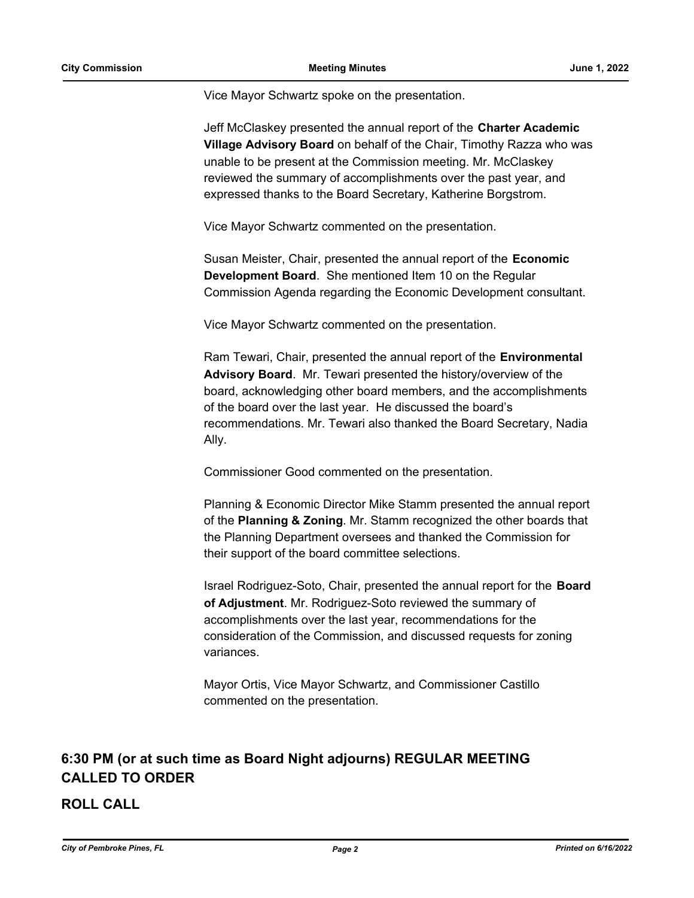Vice Mayor Schwartz spoke on the presentation.

Jeff McClaskey presented the annual report of the **Charter Academic Village Advisory Board** on behalf of the Chair, Timothy Razza who was unable to be present at the Commission meeting. Mr. McClaskey reviewed the summary of accomplishments over the past year, and expressed thanks to the Board Secretary, Katherine Borgstrom.

Vice Mayor Schwartz commented on the presentation.

Susan Meister, Chair, presented the annual report of the **Economic Development Board**. She mentioned Item 10 on the Regular Commission Agenda regarding the Economic Development consultant.

Vice Mayor Schwartz commented on the presentation.

Ram Tewari, Chair, presented the annual report of the **Environmental Advisory Board**. Mr. Tewari presented the history/overview of the board, acknowledging other board members, and the accomplishments of the board over the last year. He discussed the board's recommendations. Mr. Tewari also thanked the Board Secretary, Nadia Ally.

Commissioner Good commented on the presentation.

Planning & Economic Director Mike Stamm presented the annual report of the **Planning & Zoning**. Mr. Stamm recognized the other boards that the Planning Department oversees and thanked the Commission for their support of the board committee selections.

Israel Rodriguez-Soto, Chair, presented the annual report for the **Board of Adjustment**. Mr. Rodriguez-Soto reviewed the summary of accomplishments over the last year, recommendations for the consideration of the Commission, and discussed requests for zoning variances.

Mayor Ortis, Vice Mayor Schwartz, and Commissioner Castillo commented on the presentation.

## 6:30 PM (or at such time as Board Night adjourns) REGULAR MEETING CALLED TO ORDER

## ROLL CALL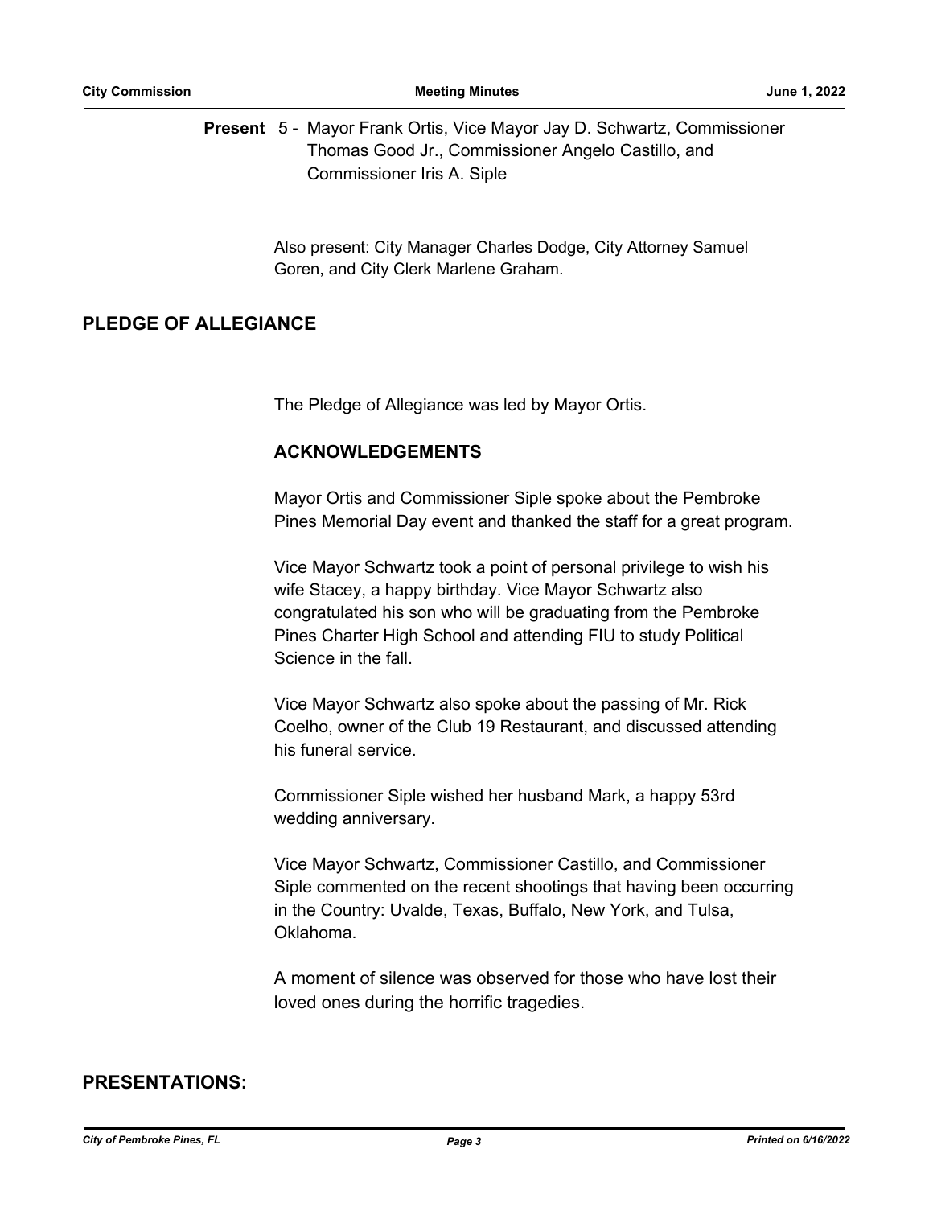**Present** 5 - Mayor Frank Ortis, Vice Mayor Jay D. Schwartz, Commissioner Thomas Good Jr., Commissioner Angelo Castillo, and Commissioner Iris A. Siple

Also present: City Manager Charles Dodge, City Attorney Samuel Goren, and City Clerk Marlene Graham.

## PLEDGE OF ALLEGIANCE

The Pledge of Allegiance was led by Mayor Ortis.

### ACKNOWLEDGEMENTS

Mayor Ortis and Commissioner Siple spoke about the Pembroke Pines Memorial Day event and thanked the staff for a great program.

Vice Mayor Schwartz took a point of personal privilege to wish his wife Stacey, a happy birthday. Vice Mayor Schwartz also congratulated his son who will be graduating from the Pembroke Pines Charter High School and attending FIU to study Political Science in the fall.

Vice Mayor Schwartz also spoke about the passing of Mr. Rick Coelho, owner of the Club 19 Restaurant, and discussed attending his funeral service.

Commissioner Siple wished her husband Mark, a happy 53rd wedding anniversary.

Vice Mayor Schwartz, Commissioner Castillo, and Commissioner Siple commented on the recent shootings that having been occurring in the Country: Uvalde, Texas, Buffalo, New York, and Tulsa, Oklahoma.

A moment of silence was observed for those who have lost their loved ones during the horrific tragedies.

## PRESENTATIONS: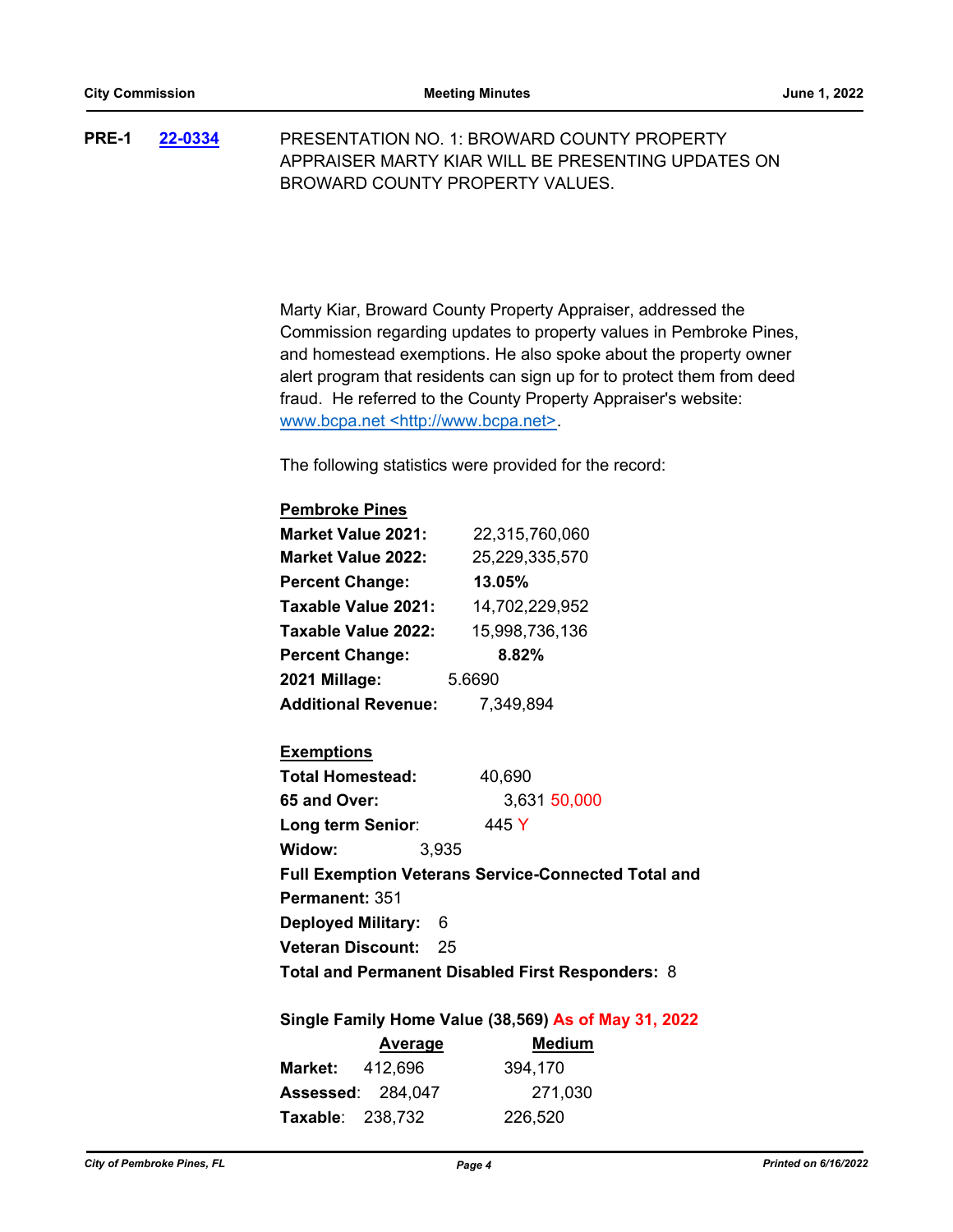**PRE-1** **22-0334** PRESENTATION NO. 1: BROWARD COUNTY PROPERTY APPRAISER MARTY KIAR WILL BE PRESENTING UPDATES ON BROWARD COUNTY PROPERTY VALUES.

Marty Kiar, Broward County Property Appraiser, addressed the Commission regarding updates to property values in Pembroke Pines, and homestead exemptions. He also spoke about the property owner alert program that residents can sign up for to protect them from deed fraud. He referred to the County Property Appraiser's website: www.bcpa.net <http://www.bcpa.net>.

The following statistics were provided for the record:

**Pembroke Pines**

**Market Value 2021:** 22,315,760,060
**Market Value 2022:** 25,229,335,570
**Percent Change:** **13.05%**
**Taxable Value 2021:** 14,702,229,952
**Taxable Value 2022:** 15,998,736,136
**Percent Change:** **8.82%**
**2021 Millage:** 5.6690
**Additional Revenue:** 7,349,894

**Exemptions**

**Total Homestead:** 40,690
**65 and Over:** 3,631 50,000
**Long term Senior**: 445 Y
**Widow:** 3,935
**Full Exemption Veterans Service-Connected Total and Permanent:** 351
**Deployed Military:** 6
**Veteran Discount:** 25
**Total and Permanent Disabled First Responders:** 8

**Single Family Home Value (38,569) As of May 31, 2022**

| | Average | Medium |
|---|---|---|
| **Market:** | 412,696 | 394,170 |
| **Assessed**: | 284,047 | 271,030 |
| **Taxable**: | 238,732 | 226,520 |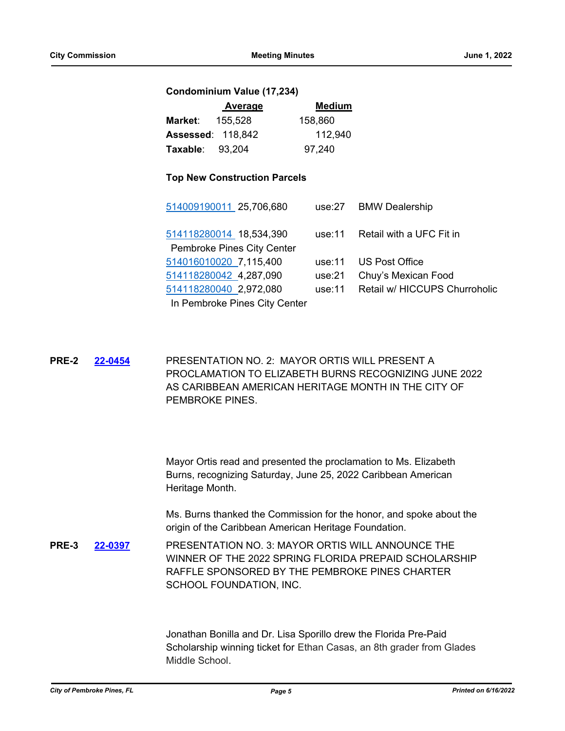**Condominium Value (17,234)**

| | Average | Medium |
|---|---|---|
| **Market**: | 155,528 | 158,860 |
| **Assessed**: | 118,842 | 112,940 |
| **Taxable**: | 93,204 | 97,240 |

**Top New Construction Parcels**

| Parcel | Value | Use | Description |
|---|---|---|---|
| 514009190011 | 25,706,680 | use:27 | BMW Dealership |
| 514118280014 Pembroke Pines City Center | 18,534,390 | use:11 | Retail with a UFC Fit in |
| 514016010020 | 7,115,400 | use:11 | US Post Office |
| 514118280042 | 4,287,090 | use:21 | Chuy's Mexican Food |
| 514118280040 In Pembroke Pines City Center | 2,972,080 | use:11 | Retail w/ HICCUPS Churroholic |

**PRE-2** **22-0454** PRESENTATION NO. 2: MAYOR ORTIS WILL PRESENT A PROCLAMATION TO ELIZABETH BURNS RECOGNIZING JUNE 2022 AS CARIBBEAN AMERICAN HERITAGE MONTH IN THE CITY OF PEMBROKE PINES.

Mayor Ortis read and presented the proclamation to Ms. Elizabeth Burns, recognizing Saturday, June 25, 2022 Caribbean American Heritage Month.

Ms. Burns thanked the Commission for the honor, and spoke about the origin of the Caribbean American Heritage Foundation.

**PRE-3** **22-0397** PRESENTATION NO. 3: MAYOR ORTIS WILL ANNOUNCE THE WINNER OF THE 2022 SPRING FLORIDA PREPAID SCHOLARSHIP RAFFLE SPONSORED BY THE PEMBROKE PINES CHARTER SCHOOL FOUNDATION, INC.

Jonathan Bonilla and Dr. Lisa Sporillo drew the Florida Pre-Paid Scholarship winning ticket for Ethan Casas, an 8th grader from Glades Middle School.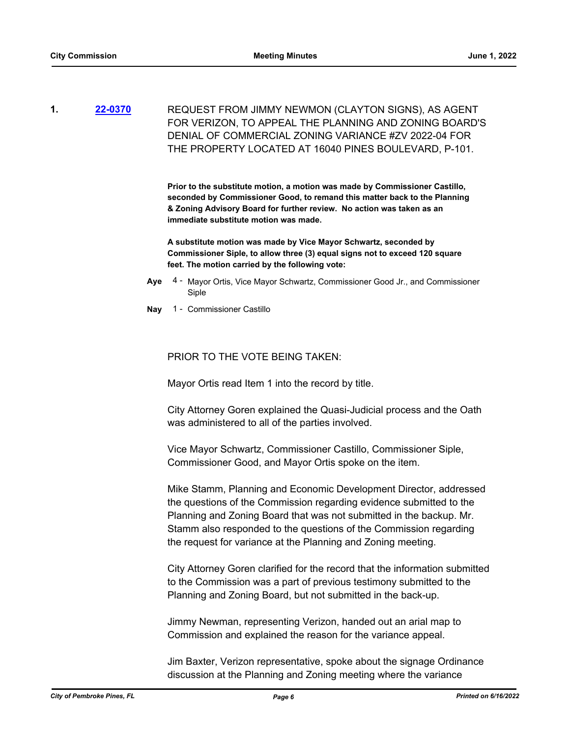**1.** **22-0370** REQUEST FROM JIMMY NEWMON (CLAYTON SIGNS), AS AGENT FOR VERIZON, TO APPEAL THE PLANNING AND ZONING BOARD'S DENIAL OF COMMERCIAL ZONING VARIANCE #ZV 2022-04 FOR THE PROPERTY LOCATED AT 16040 PINES BOULEVARD, P-101.

**Prior to the substitute motion, a motion was made by Commissioner Castillo, seconded by Commissioner Good, to remand this matter back to the Planning & Zoning Advisory Board for further review. No action was taken as an immediate substitute motion was made.**

**A substitute motion was made by Vice Mayor Schwartz, seconded by Commissioner Siple, to allow three (3) equal signs not to exceed 120 square feet. The motion carried by the following vote:**

**Aye** 4 - Mayor Ortis, Vice Mayor Schwartz, Commissioner Good Jr., and Commissioner Siple

**Nay** 1 - Commissioner Castillo

PRIOR TO THE VOTE BEING TAKEN:

Mayor Ortis read Item 1 into the record by title.

City Attorney Goren explained the Quasi-Judicial process and the Oath was administered to all of the parties involved.

Vice Mayor Schwartz, Commissioner Castillo, Commissioner Siple, Commissioner Good, and Mayor Ortis spoke on the item.

Mike Stamm, Planning and Economic Development Director, addressed the questions of the Commission regarding evidence submitted to the Planning and Zoning Board that was not submitted in the backup. Mr. Stamm also responded to the questions of the Commission regarding the request for variance at the Planning and Zoning meeting.

City Attorney Goren clarified for the record that the information submitted to the Commission was a part of previous testimony submitted to the Planning and Zoning Board, but not submitted in the back-up.

Jimmy Newman, representing Verizon, handed out an arial map to Commission and explained the reason for the variance appeal.

Jim Baxter, Verizon representative, spoke about the signage Ordinance discussion at the Planning and Zoning meeting where the variance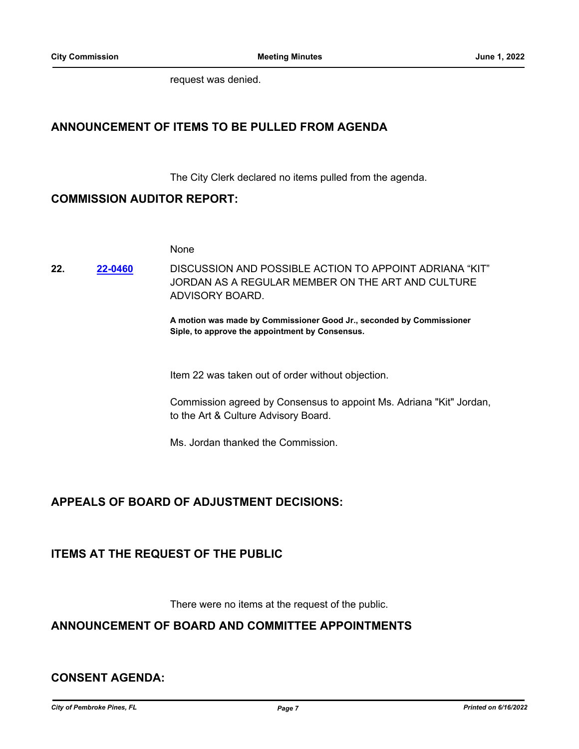request was denied.

## ANNOUNCEMENT OF ITEMS TO BE PULLED FROM AGENDA

The City Clerk declared no items pulled from the agenda.

## COMMISSION AUDITOR REPORT:

None

**22.** **22-0460** DISCUSSION AND POSSIBLE ACTION TO APPOINT ADRIANA "KIT" JORDAN AS A REGULAR MEMBER ON THE ART AND CULTURE ADVISORY BOARD.

**A motion was made by Commissioner Good Jr., seconded by Commissioner Siple, to approve the appointment by Consensus.**

Item 22 was taken out of order without objection.

Commission agreed by Consensus to appoint Ms. Adriana "Kit" Jordan, to the Art & Culture Advisory Board.

Ms. Jordan thanked the Commission.

## APPEALS OF BOARD OF ADJUSTMENT DECISIONS:

## ITEMS AT THE REQUEST OF THE PUBLIC

There were no items at the request of the public.

## ANNOUNCEMENT OF BOARD AND COMMITTEE APPOINTMENTS

## CONSENT AGENDA: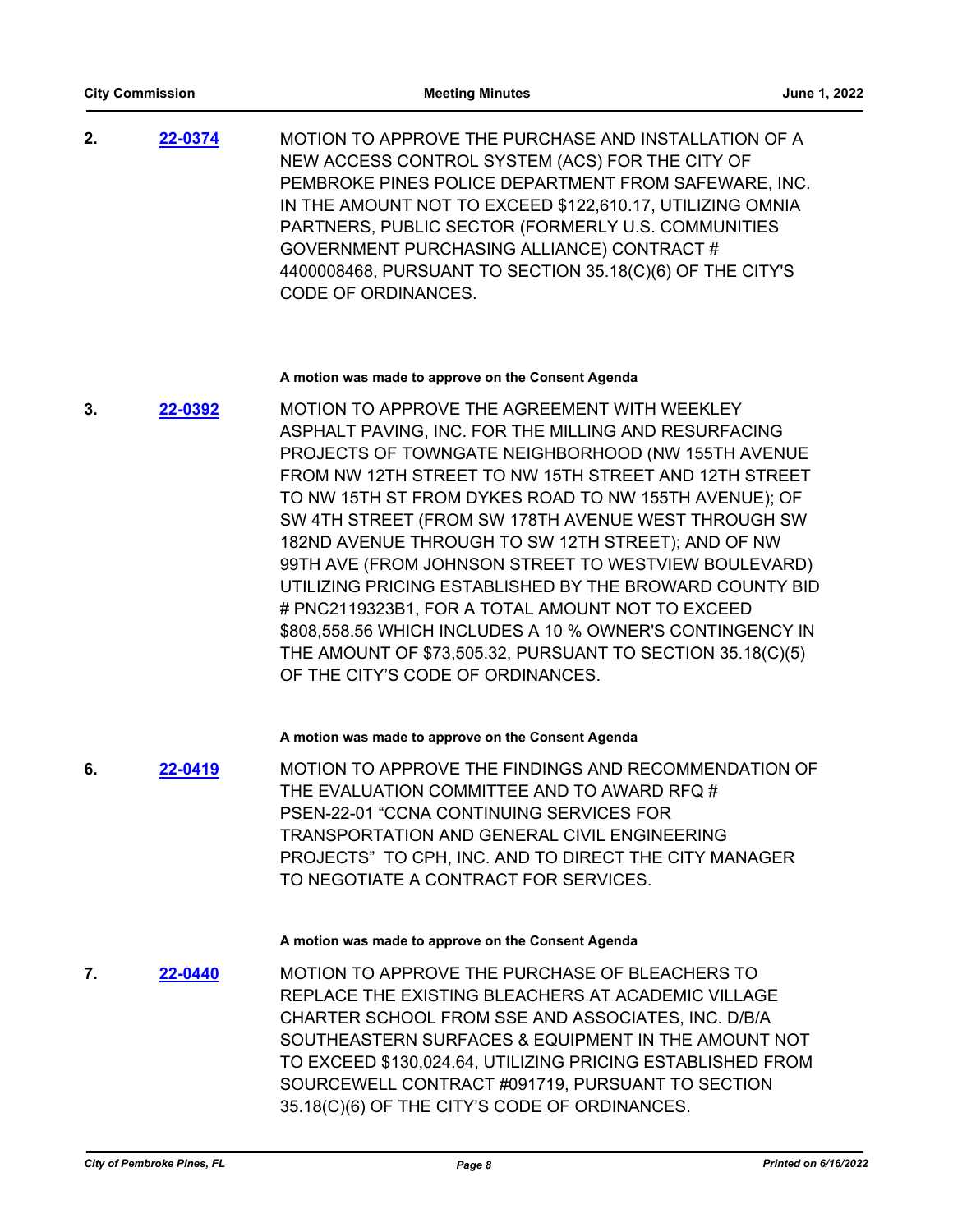**2.** **22-0374** MOTION TO APPROVE THE PURCHASE AND INSTALLATION OF A NEW ACCESS CONTROL SYSTEM (ACS) FOR THE CITY OF PEMBROKE PINES POLICE DEPARTMENT FROM SAFEWARE, INC. IN THE AMOUNT NOT TO EXCEED $122,610.17, UTILIZING OMNIA PARTNERS, PUBLIC SECTOR (FORMERLY U.S. COMMUNITIES GOVERNMENT PURCHASING ALLIANCE) CONTRACT # 4400008468, PURSUANT TO SECTION 35.18(C)(6) OF THE CITY'S CODE OF ORDINANCES.

**A motion was made to approve on the Consent Agenda**

**3.** **22-0392** MOTION TO APPROVE THE AGREEMENT WITH WEEKLEY ASPHALT PAVING, INC. FOR THE MILLING AND RESURFACING PROJECTS OF TOWNGATE NEIGHBORHOOD (NW 155TH AVENUE FROM NW 12TH STREET TO NW 15TH STREET AND 12TH STREET TO NW 15TH ST FROM DYKES ROAD TO NW 155TH AVENUE); OF SW 4TH STREET (FROM SW 178TH AVENUE WEST THROUGH SW 182ND AVENUE THROUGH TO SW 12TH STREET); AND OF NW 99TH AVE (FROM JOHNSON STREET TO WESTVIEW BOULEVARD) UTILIZING PRICING ESTABLISHED BY THE BROWARD COUNTY BID # PNC2119323B1, FOR A TOTAL AMOUNT NOT TO EXCEED $808,558.56 WHICH INCLUDES A 10 % OWNER'S CONTINGENCY IN THE AMOUNT OF $73,505.32, PURSUANT TO SECTION 35.18(C)(5) OF THE CITY'S CODE OF ORDINANCES.

**A motion was made to approve on the Consent Agenda**

**6.** **22-0419** MOTION TO APPROVE THE FINDINGS AND RECOMMENDATION OF THE EVALUATION COMMITTEE AND TO AWARD RFQ # PSEN-22-01 "CCNA CONTINUING SERVICES FOR TRANSPORTATION AND GENERAL CIVIL ENGINEERING PROJECTS" TO CPH, INC. AND TO DIRECT THE CITY MANAGER TO NEGOTIATE A CONTRACT FOR SERVICES.

**A motion was made to approve on the Consent Agenda**

**7.** **22-0440** MOTION TO APPROVE THE PURCHASE OF BLEACHERS TO REPLACE THE EXISTING BLEACHERS AT ACADEMIC VILLAGE CHARTER SCHOOL FROM SSE AND ASSOCIATES, INC. D/B/A SOUTHEASTERN SURFACES & EQUIPMENT IN THE AMOUNT NOT TO EXCEED $130,024.64, UTILIZING PRICING ESTABLISHED FROM SOURCEWELL CONTRACT #091719, PURSUANT TO SECTION 35.18(C)(6) OF THE CITY'S CODE OF ORDINANCES.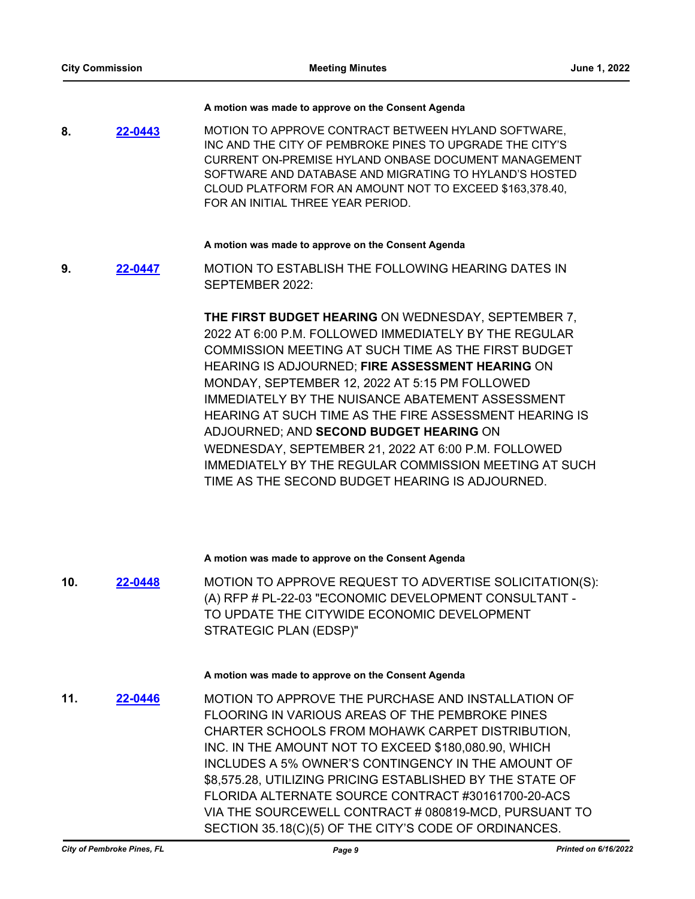**A motion was made to approve on the Consent Agenda**

**8.** [22-0443](22-0443) MOTION TO APPROVE CONTRACT BETWEEN HYLAND SOFTWARE, INC AND THE CITY OF PEMBROKE PINES TO UPGRADE THE CITY'S CURRENT ON-PREMISE HYLAND ONBASE DOCUMENT MANAGEMENT SOFTWARE AND DATABASE AND MIGRATING TO HYLAND'S HOSTED CLOUD PLATFORM FOR AN AMOUNT NOT TO EXCEED $163,378.40, FOR AN INITIAL THREE YEAR PERIOD.

**A motion was made to approve on the Consent Agenda**

**9.** [22-0447](22-0447) MOTION TO ESTABLISH THE FOLLOWING HEARING DATES IN SEPTEMBER 2022:

**THE FIRST BUDGET HEARING** ON WEDNESDAY, SEPTEMBER 7, 2022 AT 6:00 P.M. FOLLOWED IMMEDIATELY BY THE REGULAR COMMISSION MEETING AT SUCH TIME AS THE FIRST BUDGET HEARING IS ADJOURNED; **FIRE ASSESSMENT HEARING** ON MONDAY, SEPTEMBER 12, 2022 AT 5:15 PM FOLLOWED IMMEDIATELY BY THE NUISANCE ABATEMENT ASSESSMENT HEARING AT SUCH TIME AS THE FIRE ASSESSMENT HEARING IS ADJOURNED; AND **SECOND BUDGET HEARING** ON WEDNESDAY, SEPTEMBER 21, 2022 AT 6:00 P.M. FOLLOWED IMMEDIATELY BY THE REGULAR COMMISSION MEETING AT SUCH TIME AS THE SECOND BUDGET HEARING IS ADJOURNED.

**A motion was made to approve on the Consent Agenda**

**10.** [22-0448](22-0448) MOTION TO APPROVE REQUEST TO ADVERTISE SOLICITATION(S): (A) RFP # PL-22-03 "ECONOMIC DEVELOPMENT CONSULTANT - TO UPDATE THE CITYWIDE ECONOMIC DEVELOPMENT STRATEGIC PLAN (EDSP)"

**A motion was made to approve on the Consent Agenda**

**11.** [22-0446](22-0446) MOTION TO APPROVE THE PURCHASE AND INSTALLATION OF FLOORING IN VARIOUS AREAS OF THE PEMBROKE PINES CHARTER SCHOOLS FROM MOHAWK CARPET DISTRIBUTION, INC. IN THE AMOUNT NOT TO EXCEED $180,080.90, WHICH INCLUDES A 5% OWNER'S CONTINGENCY IN THE AMOUNT OF $8,575.28, UTILIZING PRICING ESTABLISHED BY THE STATE OF FLORIDA ALTERNATE SOURCE CONTRACT #30161700-20-ACS VIA THE SOURCEWELL CONTRACT # 080819-MCD, PURSUANT TO SECTION 35.18(C)(5) OF THE CITY'S CODE OF ORDINANCES.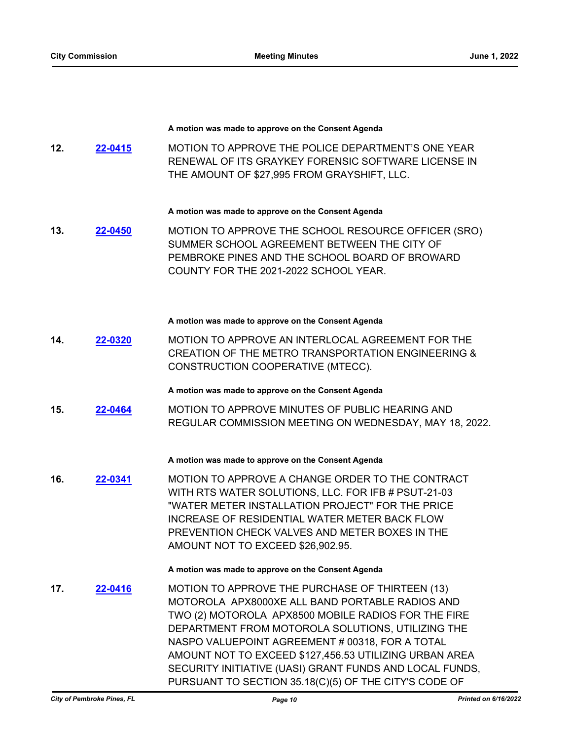**A motion was made to approve on the Consent Agenda**

**12.** **22-0415** MOTION TO APPROVE THE POLICE DEPARTMENT'S ONE YEAR RENEWAL OF ITS GRAYKEY FORENSIC SOFTWARE LICENSE IN THE AMOUNT OF $27,995 FROM GRAYSHIFT, LLC.

**A motion was made to approve on the Consent Agenda**

**13.** **22-0450** MOTION TO APPROVE THE SCHOOL RESOURCE OFFICER (SRO) SUMMER SCHOOL AGREEMENT BETWEEN THE CITY OF PEMBROKE PINES AND THE SCHOOL BOARD OF BROWARD COUNTY FOR THE 2021-2022 SCHOOL YEAR.

**A motion was made to approve on the Consent Agenda**

**14.** **22-0320** MOTION TO APPROVE AN INTERLOCAL AGREEMENT FOR THE CREATION OF THE METRO TRANSPORTATION ENGINEERING & CONSTRUCTION COOPERATIVE (MTECC).

**A motion was made to approve on the Consent Agenda**

**15.** **22-0464** MOTION TO APPROVE MINUTES OF PUBLIC HEARING AND REGULAR COMMISSION MEETING ON WEDNESDAY, MAY 18, 2022.

**A motion was made to approve on the Consent Agenda**

**16.** **22-0341** MOTION TO APPROVE A CHANGE ORDER TO THE CONTRACT WITH RTS WATER SOLUTIONS, LLC. FOR IFB # PSUT-21-03 "WATER METER INSTALLATION PROJECT" FOR THE PRICE INCREASE OF RESIDENTIAL WATER METER BACK FLOW PREVENTION CHECK VALVES AND METER BOXES IN THE AMOUNT NOT TO EXCEED $26,902.95.

**A motion was made to approve on the Consent Agenda**

**17.** **22-0416** MOTION TO APPROVE THE PURCHASE OF THIRTEEN (13) MOTOROLA APX8000XE ALL BAND PORTABLE RADIOS AND TWO (2) MOTOROLA APX8500 MOBILE RADIOS FOR THE FIRE DEPARTMENT FROM MOTOROLA SOLUTIONS, UTILIZING THE NASPO VALUEPOINT AGREEMENT # 00318, FOR A TOTAL AMOUNT NOT TO EXCEED $127,456.53 UTILIZING URBAN AREA SECURITY INITIATIVE (UASI) GRANT FUNDS AND LOCAL FUNDS, PURSUANT TO SECTION 35.18(C)(5) OF THE CITY'S CODE OF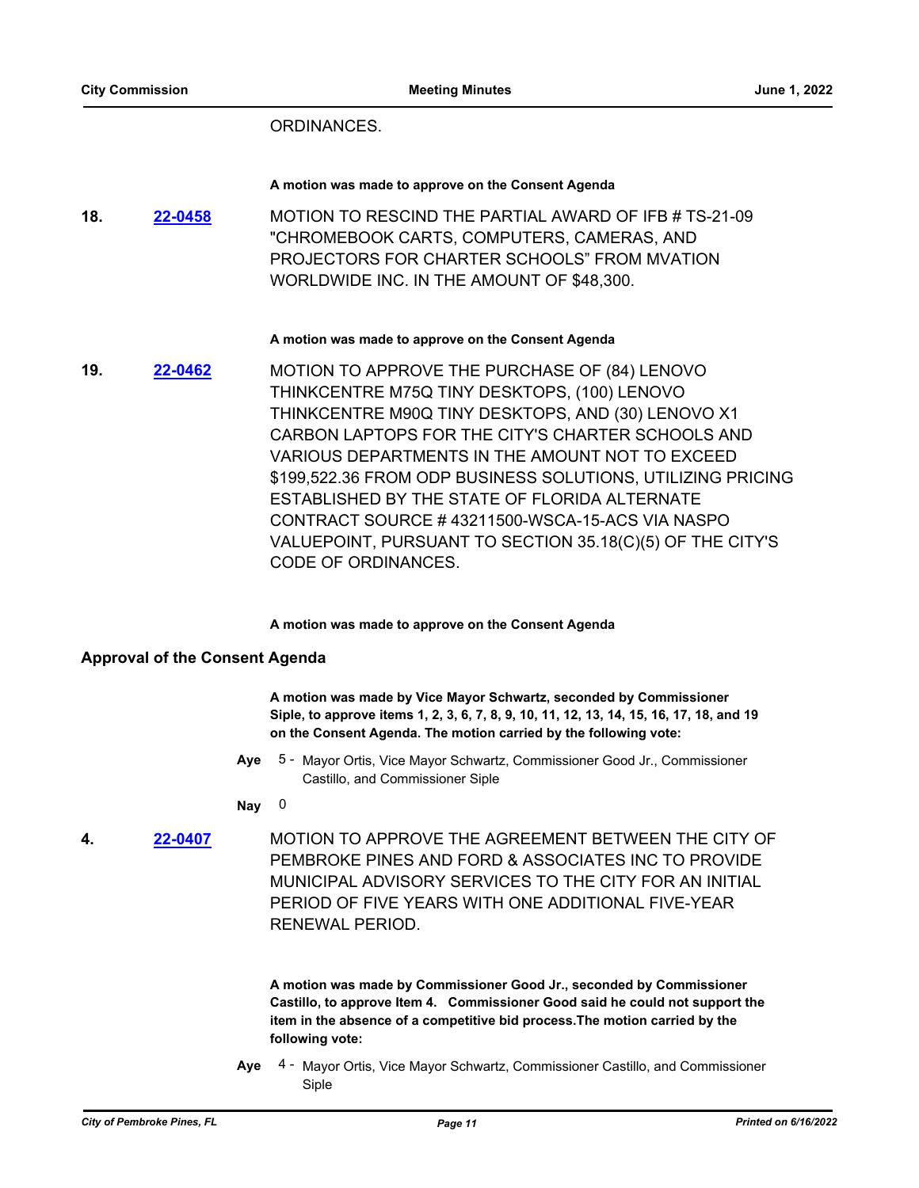ORDINANCES.

**A motion was made to approve on the Consent Agenda**

**18.** **22-0458** MOTION TO RESCIND THE PARTIAL AWARD OF IFB # TS-21-09 "CHROMEBOOK CARTS, COMPUTERS, CAMERAS, AND PROJECTORS FOR CHARTER SCHOOLS" FROM MVATION WORLDWIDE INC. IN THE AMOUNT OF $48,300.

**A motion was made to approve on the Consent Agenda**

**19.** **22-0462** MOTION TO APPROVE THE PURCHASE OF (84) LENOVO THINKCENTRE M75Q TINY DESKTOPS, (100) LENOVO THINKCENTRE M90Q TINY DESKTOPS, AND (30) LENOVO X1 CARBON LAPTOPS FOR THE CITY'S CHARTER SCHOOLS AND VARIOUS DEPARTMENTS IN THE AMOUNT NOT TO EXCEED $199,522.36 FROM ODP BUSINESS SOLUTIONS, UTILIZING PRICING ESTABLISHED BY THE STATE OF FLORIDA ALTERNATE CONTRACT SOURCE # 43211500-WSCA-15-ACS VIA NASPO VALUEPOINT, PURSUANT TO SECTION 35.18(C)(5) OF THE CITY'S CODE OF ORDINANCES.

**A motion was made to approve on the Consent Agenda**

## Approval of the Consent Agenda

**A motion was made by Vice Mayor Schwartz, seconded by Commissioner Siple, to approve items 1, 2, 3, 6, 7, 8, 9, 10, 11, 12, 13, 14, 15, 16, 17, 18, and 19 on the Consent Agenda. The motion carried by the following vote:**

**Aye** 5 - Mayor Ortis, Vice Mayor Schwartz, Commissioner Good Jr., Commissioner Castillo, and Commissioner Siple

**Nay** 0

**4.** **22-0407** MOTION TO APPROVE THE AGREEMENT BETWEEN THE CITY OF PEMBROKE PINES AND FORD & ASSOCIATES INC TO PROVIDE MUNICIPAL ADVISORY SERVICES TO THE CITY FOR AN INITIAL PERIOD OF FIVE YEARS WITH ONE ADDITIONAL FIVE-YEAR RENEWAL PERIOD.

**A motion was made by Commissioner Good Jr., seconded by Commissioner Castillo, to approve Item 4. Commissioner Good said he could not support the item in the absence of a competitive bid process.The motion carried by the following vote:**

**Aye** 4 - Mayor Ortis, Vice Mayor Schwartz, Commissioner Castillo, and Commissioner Siple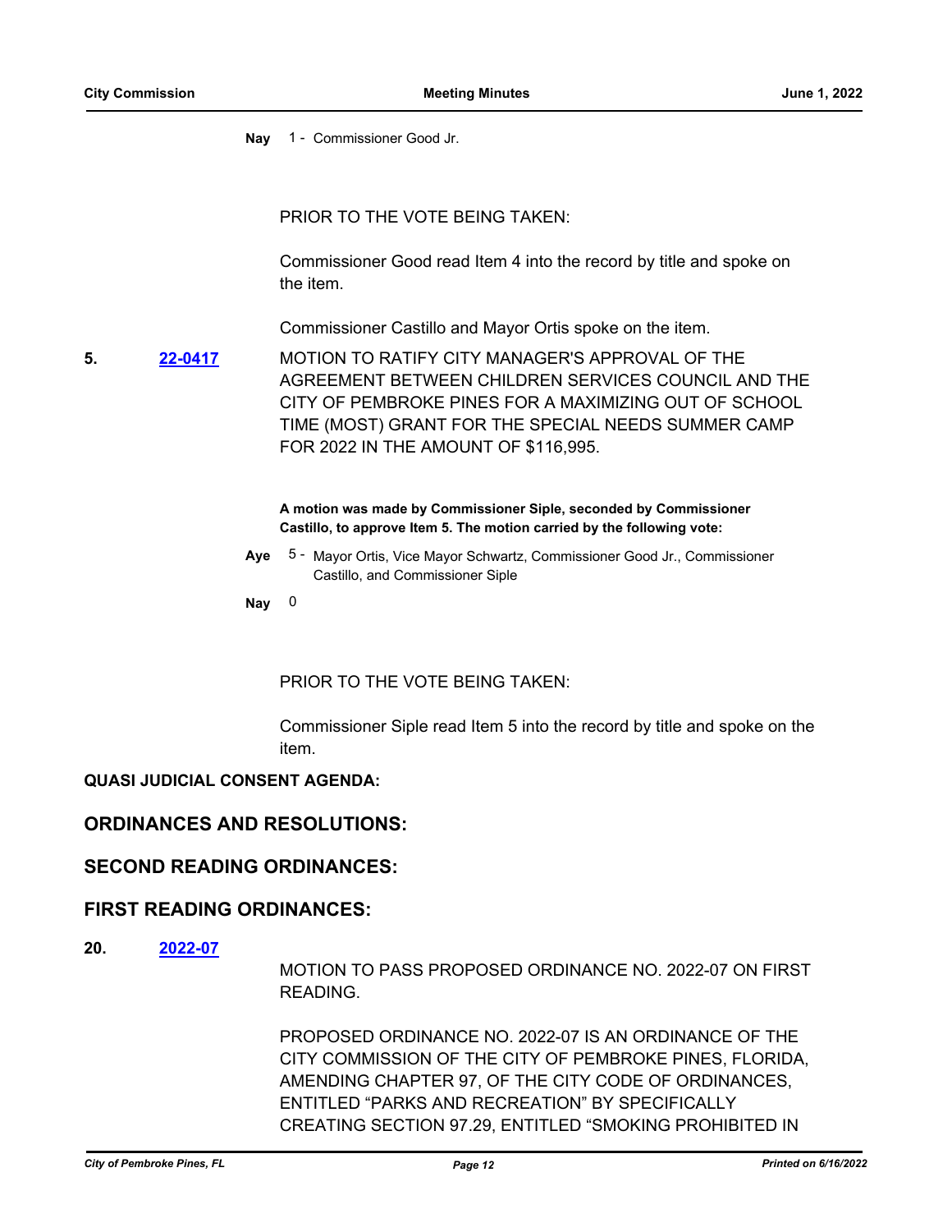**Nay** 1 - Commissioner Good Jr.

PRIOR TO THE VOTE BEING TAKEN:

Commissioner Good read Item 4 into the record by title and spoke on the item.

Commissioner Castillo and Mayor Ortis spoke on the item.

**5.** **22-0417** MOTION TO RATIFY CITY MANAGER'S APPROVAL OF THE AGREEMENT BETWEEN CHILDREN SERVICES COUNCIL AND THE CITY OF PEMBROKE PINES FOR A MAXIMIZING OUT OF SCHOOL TIME (MOST) GRANT FOR THE SPECIAL NEEDS SUMMER CAMP FOR 2022 IN THE AMOUNT OF $116,995.

**A motion was made by Commissioner Siple, seconded by Commissioner Castillo, to approve Item 5. The motion carried by the following vote:**

**Aye** 5 - Mayor Ortis, Vice Mayor Schwartz, Commissioner Good Jr., Commissioner Castillo, and Commissioner Siple

**Nay** 0

PRIOR TO THE VOTE BEING TAKEN:

Commissioner Siple read Item 5 into the record by title and spoke on the item.

**QUASI JUDICIAL CONSENT AGENDA:**

## ORDINANCES AND RESOLUTIONS:

## SECOND READING ORDINANCES:

## FIRST READING ORDINANCES:

**20.** **2022-07**

MOTION TO PASS PROPOSED ORDINANCE NO. 2022-07 ON FIRST READING.

PROPOSED ORDINANCE NO. 2022-07 IS AN ORDINANCE OF THE CITY COMMISSION OF THE CITY OF PEMBROKE PINES, FLORIDA, AMENDING CHAPTER 97, OF THE CITY CODE OF ORDINANCES, ENTITLED "PARKS AND RECREATION" BY SPECIFICALLY CREATING SECTION 97.29, ENTITLED "SMOKING PROHIBITED IN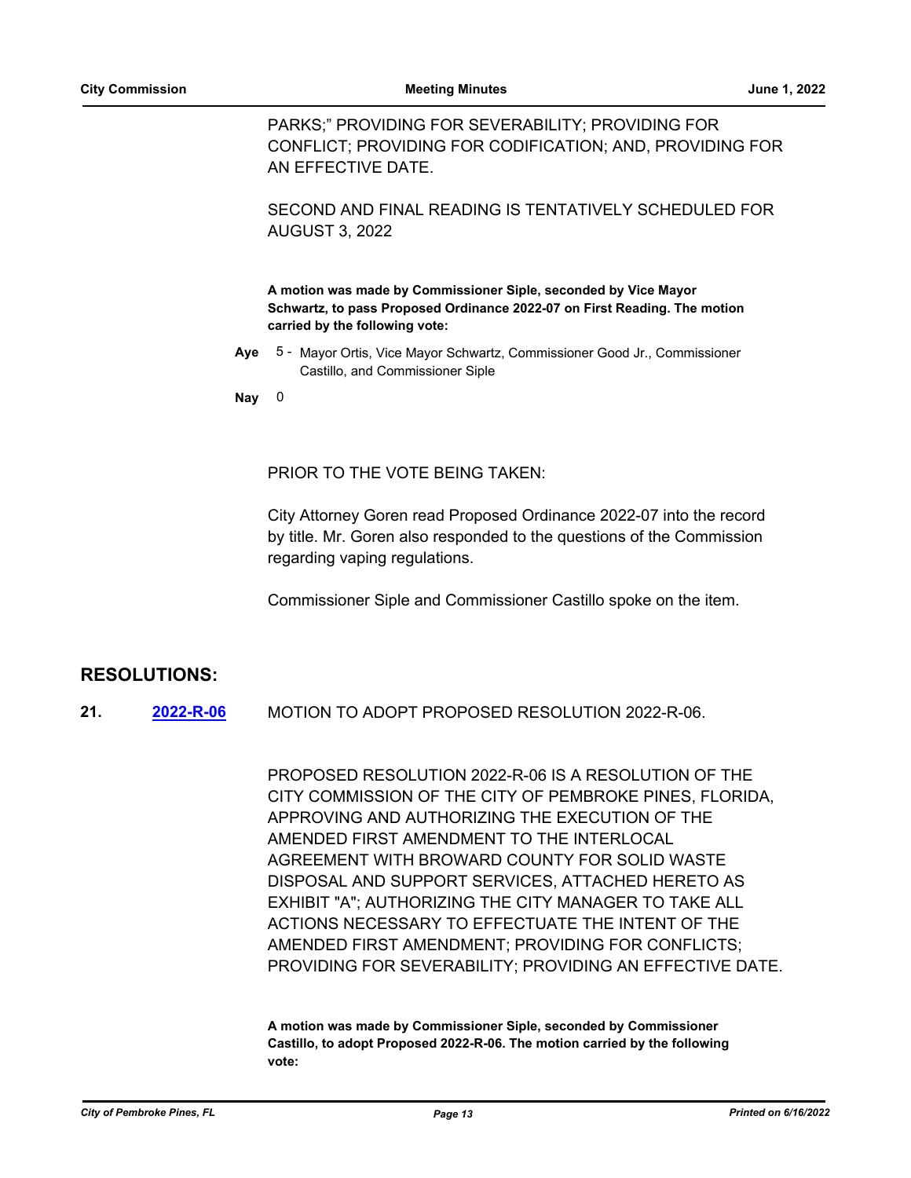PARKS;" PROVIDING FOR SEVERABILITY; PROVIDING FOR CONFLICT; PROVIDING FOR CODIFICATION; AND, PROVIDING FOR AN EFFECTIVE DATE.

SECOND AND FINAL READING IS TENTATIVELY SCHEDULED FOR AUGUST 3, 2022

**A motion was made by Commissioner Siple, seconded by Vice Mayor Schwartz, to pass Proposed Ordinance 2022-07 on First Reading. The motion carried by the following vote:**

**Aye** 5 - Mayor Ortis, Vice Mayor Schwartz, Commissioner Good Jr., Commissioner Castillo, and Commissioner Siple

**Nay** 0

PRIOR TO THE VOTE BEING TAKEN:

City Attorney Goren read Proposed Ordinance 2022-07 into the record by title. Mr. Goren also responded to the questions of the Commission regarding vaping regulations.

Commissioner Siple and Commissioner Castillo spoke on the item.

## RESOLUTIONS:

**21.** **2022-R-06** MOTION TO ADOPT PROPOSED RESOLUTION 2022-R-06.

PROPOSED RESOLUTION 2022-R-06 IS A RESOLUTION OF THE CITY COMMISSION OF THE CITY OF PEMBROKE PINES, FLORIDA, APPROVING AND AUTHORIZING THE EXECUTION OF THE AMENDED FIRST AMENDMENT TO THE INTERLOCAL AGREEMENT WITH BROWARD COUNTY FOR SOLID WASTE DISPOSAL AND SUPPORT SERVICES, ATTACHED HERETO AS EXHIBIT "A"; AUTHORIZING THE CITY MANAGER TO TAKE ALL ACTIONS NECESSARY TO EFFECTUATE THE INTENT OF THE AMENDED FIRST AMENDMENT; PROVIDING FOR CONFLICTS; PROVIDING FOR SEVERABILITY; PROVIDING AN EFFECTIVE DATE.

**A motion was made by Commissioner Siple, seconded by Commissioner Castillo, to adopt Proposed 2022-R-06. The motion carried by the following vote:**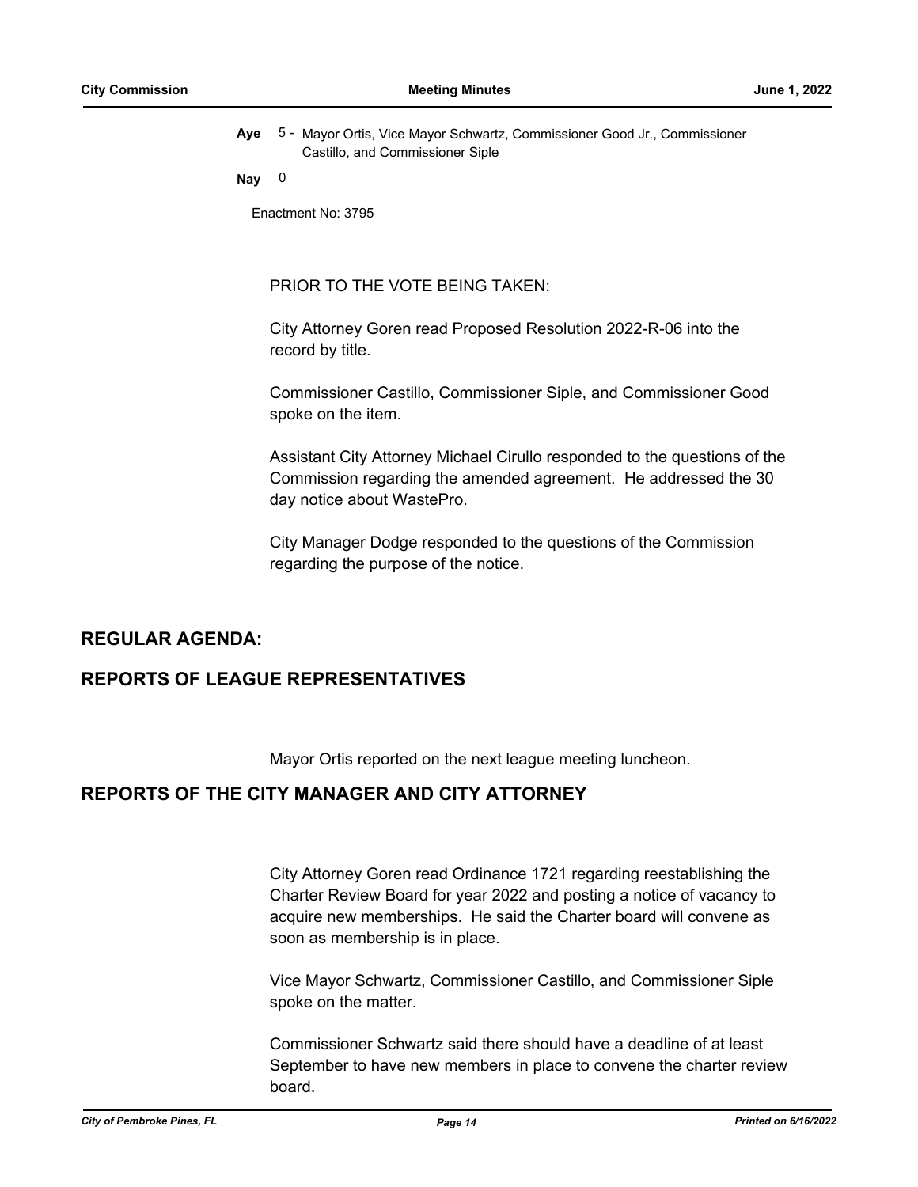**Aye** 5 - Mayor Ortis, Vice Mayor Schwartz, Commissioner Good Jr., Commissioner Castillo, and Commissioner Siple

**Nay** 0

Enactment No: 3795

PRIOR TO THE VOTE BEING TAKEN:

City Attorney Goren read Proposed Resolution 2022-R-06 into the record by title.

Commissioner Castillo, Commissioner Siple, and Commissioner Good spoke on the item.

Assistant City Attorney Michael Cirullo responded to the questions of the Commission regarding the amended agreement. He addressed the 30 day notice about WastePro.

City Manager Dodge responded to the questions of the Commission regarding the purpose of the notice.

## REGULAR AGENDA:

## REPORTS OF LEAGUE REPRESENTATIVES

Mayor Ortis reported on the next league meeting luncheon.

## REPORTS OF THE CITY MANAGER AND CITY ATTORNEY

City Attorney Goren read Ordinance 1721 regarding reestablishing the Charter Review Board for year 2022 and posting a notice of vacancy to acquire new memberships. He said the Charter board will convene as soon as membership is in place.

Vice Mayor Schwartz, Commissioner Castillo, and Commissioner Siple spoke on the matter.

Commissioner Schwartz said there should have a deadline of at least September to have new members in place to convene the charter review board.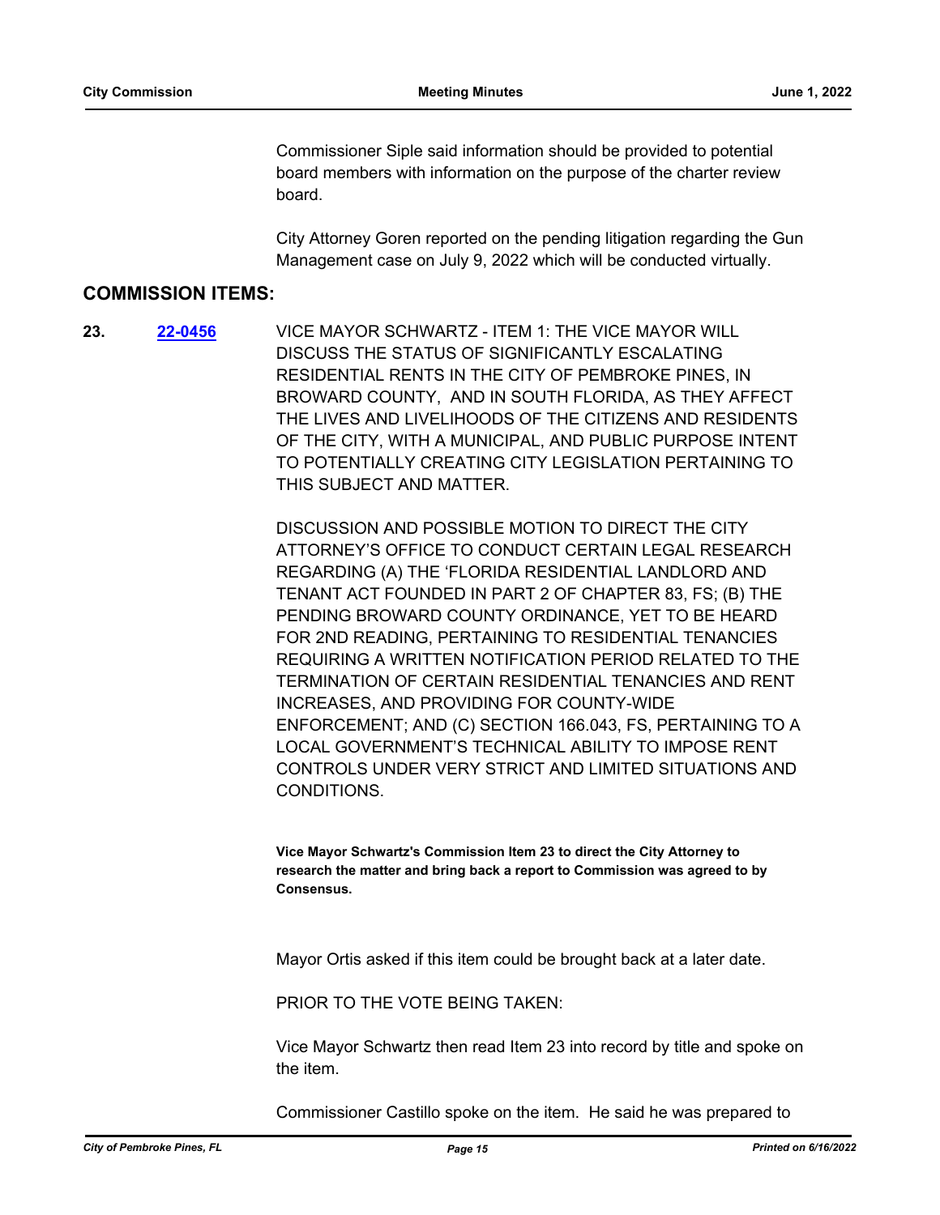Commissioner Siple said information should be provided to potential board members with information on the purpose of the charter review board.

City Attorney Goren reported on the pending litigation regarding the Gun Management case on July 9, 2022 which will be conducted virtually.

## COMMISSION ITEMS:

**23.** **22-0456** VICE MAYOR SCHWARTZ - ITEM 1: THE VICE MAYOR WILL DISCUSS THE STATUS OF SIGNIFICANTLY ESCALATING RESIDENTIAL RENTS IN THE CITY OF PEMBROKE PINES, IN BROWARD COUNTY, AND IN SOUTH FLORIDA, AS THEY AFFECT THE LIVES AND LIVELIHOODS OF THE CITIZENS AND RESIDENTS OF THE CITY, WITH A MUNICIPAL, AND PUBLIC PURPOSE INTENT TO POTENTIALLY CREATING CITY LEGISLATION PERTAINING TO THIS SUBJECT AND MATTER.

DISCUSSION AND POSSIBLE MOTION TO DIRECT THE CITY ATTORNEY'S OFFICE TO CONDUCT CERTAIN LEGAL RESEARCH REGARDING (A) THE 'FLORIDA RESIDENTIAL LANDLORD AND TENANT ACT FOUNDED IN PART 2 OF CHAPTER 83, FS; (B) THE PENDING BROWARD COUNTY ORDINANCE, YET TO BE HEARD FOR 2ND READING, PERTAINING TO RESIDENTIAL TENANCIES REQUIRING A WRITTEN NOTIFICATION PERIOD RELATED TO THE TERMINATION OF CERTAIN RESIDENTIAL TENANCIES AND RENT INCREASES, AND PROVIDING FOR COUNTY-WIDE ENFORCEMENT; AND (C) SECTION 166.043, FS, PERTAINING TO A LOCAL GOVERNMENT'S TECHNICAL ABILITY TO IMPOSE RENT CONTROLS UNDER VERY STRICT AND LIMITED SITUATIONS AND CONDITIONS.

**Vice Mayor Schwartz's Commission Item 23 to direct the City Attorney to research the matter and bring back a report to Commission was agreed to by Consensus.**

Mayor Ortis asked if this item could be brought back at a later date.

PRIOR TO THE VOTE BEING TAKEN:

Vice Mayor Schwartz then read Item 23 into record by title and spoke on the item.

Commissioner Castillo spoke on the item. He said he was prepared to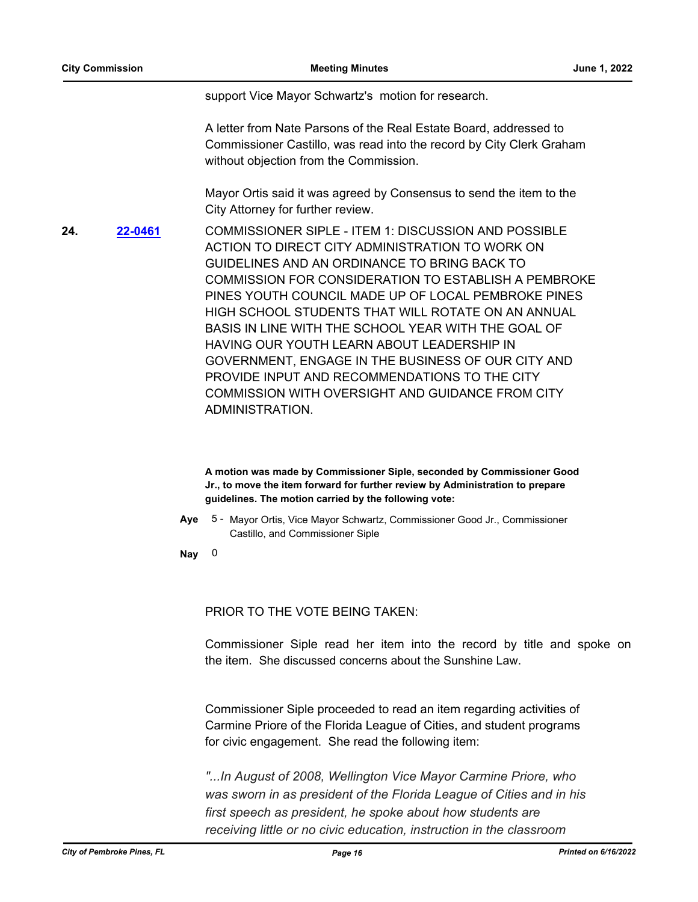support Vice Mayor Schwartz's motion for research.

A letter from Nate Parsons of the Real Estate Board, addressed to Commissioner Castillo, was read into the record by City Clerk Graham without objection from the Commission.

Mayor Ortis said it was agreed by Consensus to send the item to the City Attorney for further review.

**24.** **22-0461** COMMISSIONER SIPLE - ITEM 1: DISCUSSION AND POSSIBLE ACTION TO DIRECT CITY ADMINISTRATION TO WORK ON GUIDELINES AND AN ORDINANCE TO BRING BACK TO COMMISSION FOR CONSIDERATION TO ESTABLISH A PEMBROKE PINES YOUTH COUNCIL MADE UP OF LOCAL PEMBROKE PINES HIGH SCHOOL STUDENTS THAT WILL ROTATE ON AN ANNUAL BASIS IN LINE WITH THE SCHOOL YEAR WITH THE GOAL OF HAVING OUR YOUTH LEARN ABOUT LEADERSHIP IN GOVERNMENT, ENGAGE IN THE BUSINESS OF OUR CITY AND PROVIDE INPUT AND RECOMMENDATIONS TO THE CITY COMMISSION WITH OVERSIGHT AND GUIDANCE FROM CITY ADMINISTRATION.

**A motion was made by Commissioner Siple, seconded by Commissioner Good Jr., to move the item forward for further review by Administration to prepare guidelines. The motion carried by the following vote:**

**Aye** 5 - Mayor Ortis, Vice Mayor Schwartz, Commissioner Good Jr., Commissioner Castillo, and Commissioner Siple

**Nay** 0

PRIOR TO THE VOTE BEING TAKEN:

Commissioner Siple read her item into the record by title and spoke on the item. She discussed concerns about the Sunshine Law.

Commissioner Siple proceeded to read an item regarding activities of Carmine Priore of the Florida League of Cities, and student programs for civic engagement. She read the following item:

*"...In August of 2008, Wellington Vice Mayor Carmine Priore, who was sworn in as president of the Florida League of Cities and in his first speech as president, he spoke about how students are receiving little or no civic education, instruction in the classroom*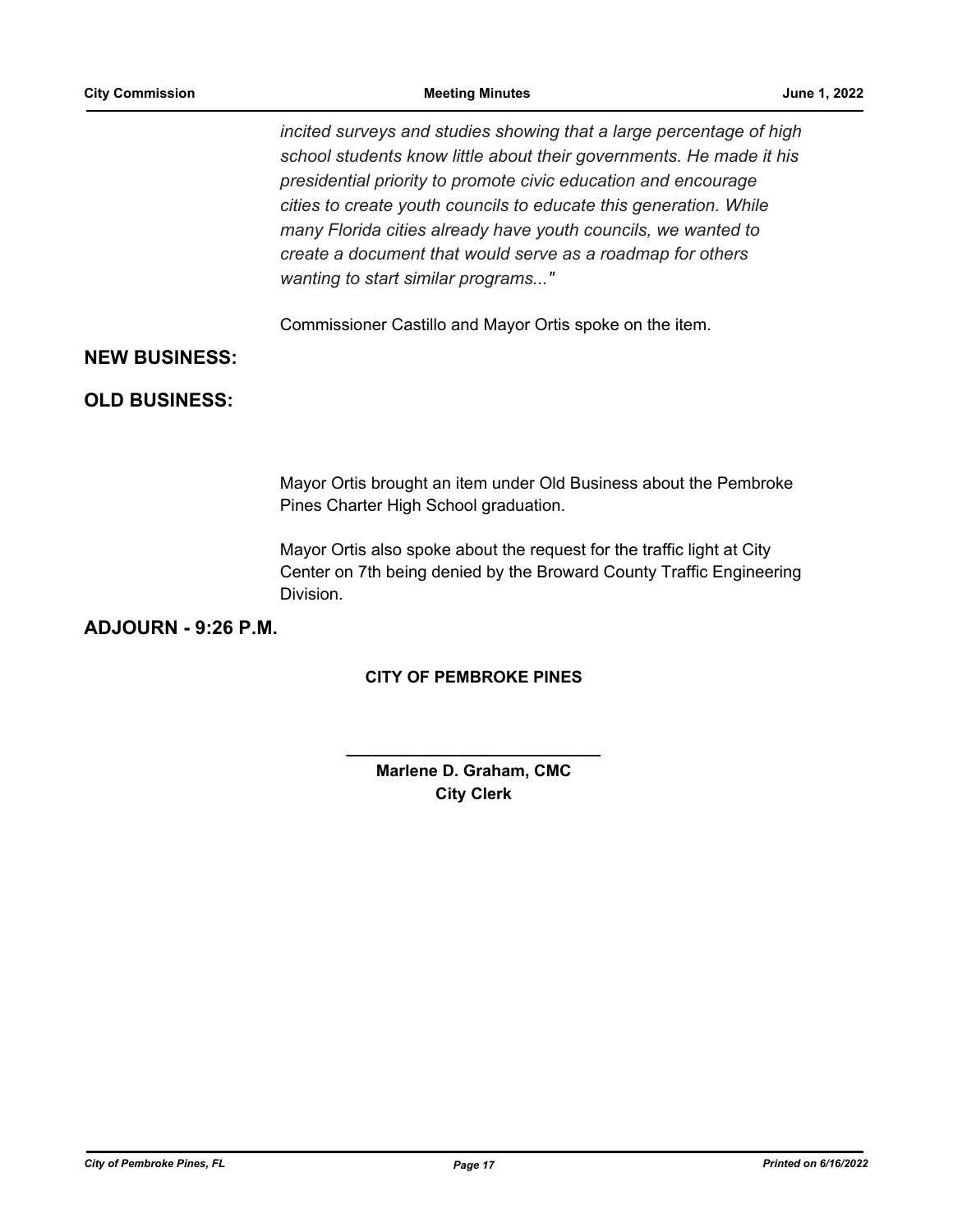*incited surveys and studies showing that a large percentage of high school students know little about their governments. He made it his presidential priority to promote civic education and encourage cities to create youth councils to educate this generation. While many Florida cities already have youth councils, we wanted to create a document that would serve as a roadmap for others wanting to start similar programs..."*

Commissioner Castillo and Mayor Ortis spoke on the item.

## NEW BUSINESS:

## OLD BUSINESS:

Mayor Ortis brought an item under Old Business about the Pembroke Pines Charter High School graduation.

Mayor Ortis also spoke about the request for the traffic light at City Center on 7th being denied by the Broward County Traffic Engineering Division.

## ADJOURN - 9:26 P.M.

**CITY OF PEMBROKE PINES**

\_\_\_\_\_\_\_\_\_\_\_\_\_\_\_\_\_\_\_\_\_\_\_\_\_\_\_\_

**Marlene D. Graham, CMC**
**City Clerk**